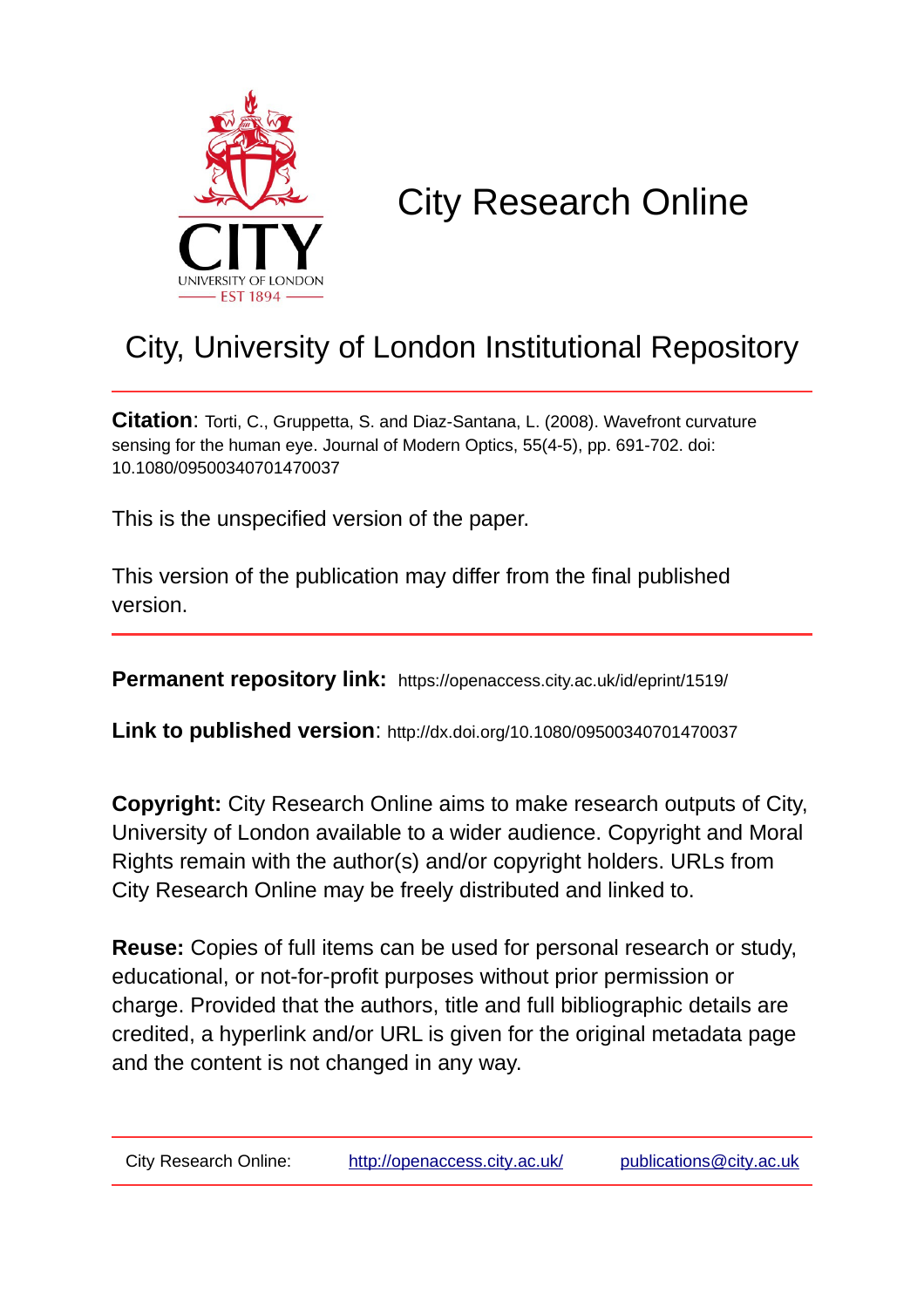# City Research Online

## City, University of London Institutional Repository

**Citation**: Torti, C., Gruppetta, S. and Diaz-Santana, L. (2008). Wavefront curvature sensing for the human eye. Journal of Modern Optics, 55(4-5), pp. 691-702. doi: 10.1080/09500340701470037

This is the unspecified version of the paper.

This version of the publication may differ from the final published version.

---

**Permanent repository link:** https://openaccess.city.ac.uk/id/eprint/1519/

**Link to published version**: http://dx.doi.org/10.1080/09500340701470037

**Copyright:** City Research Online aims to make research outputs of City, University of London available to a wider audience. Copyright and Moral Rights remain with the author(s) and/or copyright holders. URLs from City Research Online may be freely distributed and linked to.

**Reuse:** Copies of full items can be used for personal research or study, educational, or not-for-profit purposes without prior permission or charge. Provided that the authors, title and full bibliographic details are credited, a hyperlink and/or URL is given for the original metadata page and the content is not changed in any way.

---

City Research Online: http://openaccess.city.ac.uk/ publications@city.ac.uk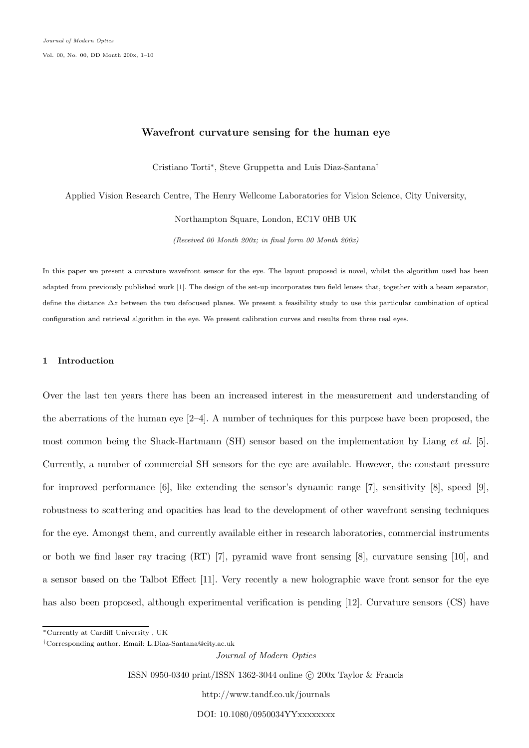# Wavefront curvature sensing for the human eye

Cristiano Torti*, Steve Gruppetta and Luis Diaz-Santana†

Applied Vision Research Centre, The Henry Wellcome Laboratories for Vision Science, City University,

Northampton Square, London, EC1V 0HB UK

*(Received 00 Month 200x; in final form 00 Month 200x)*

In this paper we present a curvature wavefront sensor for the eye. The layout proposed is novel, whilst the algorithm used has been adapted from previously published work [1]. The design of the set-up incorporates two field lenses that, together with a beam separator, define the distance $\Delta z$ between the two defocused planes. We present a feasibility study to use this particular combination of optical configuration and retrieval algorithm in the eye. We present calibration curves and results from three real eyes.

## 1 Introduction

Over the last ten years there has been an increased interest in the measurement and understanding of the aberrations of the human eye [2–4]. A number of techniques for this purpose have been proposed, the most common being the Shack-Hartmann (SH) sensor based on the implementation by Liang *et al.* [5]. Currently, a number of commercial SH sensors for the eye are available. However, the constant pressure for improved performance [6], like extending the sensor's dynamic range [7], sensitivity [8], speed [9], robustness to scattering and opacities has lead to the development of other wavefront sensing techniques for the eye. Amongst them, and currently available either in research laboratories, commercial instruments or both we find laser ray tracing (RT) [7], pyramid wave front sensing [8], curvature sensing [10], and a sensor based on the Talbot Effect [11]. Very recently a new holographic wave front sensor for the eye has also been proposed, although experimental verification is pending [12]. Curvature sensors (CS) have

*Currently at Cardiff University , UK

†Corresponding author. Email: L.Diaz-Santana@city.ac.uk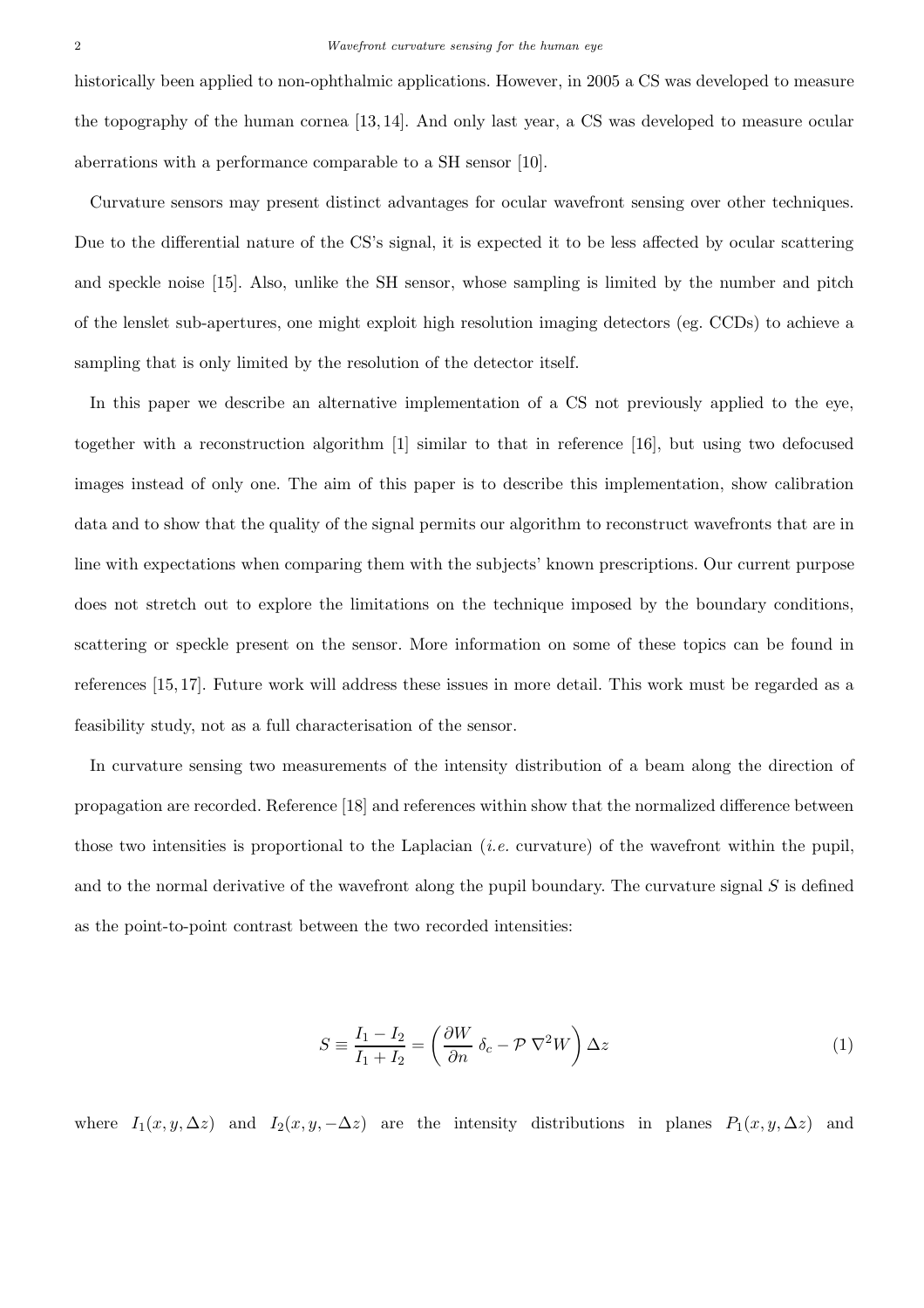historically been applied to non-ophthalmic applications. However, in 2005 a CS was developed to measure the topography of the human cornea [13, 14]. And only last year, a CS was developed to measure ocular aberrations with a performance comparable to a SH sensor [10].

Curvature sensors may present distinct advantages for ocular wavefront sensing over other techniques. Due to the differential nature of the CS's signal, it is expected it to be less affected by ocular scattering and speckle noise [15]. Also, unlike the SH sensor, whose sampling is limited by the number and pitch of the lenslet sub-apertures, one might exploit high resolution imaging detectors (eg. CCDs) to achieve a sampling that is only limited by the resolution of the detector itself.

In this paper we describe an alternative implementation of a CS not previously applied to the eye, together with a reconstruction algorithm [1] similar to that in reference [16], but using two defocused images instead of only one. The aim of this paper is to describe this implementation, show calibration data and to show that the quality of the signal permits our algorithm to reconstruct wavefronts that are in line with expectations when comparing them with the subjects' known prescriptions. Our current purpose does not stretch out to explore the limitations on the technique imposed by the boundary conditions, scattering or speckle present on the sensor. More information on some of these topics can be found in references [15, 17]. Future work will address these issues in more detail. This work must be regarded as a feasibility study, not as a full characterisation of the sensor.

In curvature sensing two measurements of the intensity distribution of a beam along the direction of propagation are recorded. Reference [18] and references within show that the normalized difference between those two intensities is proportional to the Laplacian (*i.e.* curvature) of the wavefront within the pupil, and to the normal derivative of the wavefront along the pupil boundary. The curvature signal $S$ is defined as the point-to-point contrast between the two recorded intensities:

$$S \equiv \frac{I_1 - I_2}{I_1 + I_2} = \left( \frac{\partial W}{\partial n} \, \delta_c - \mathcal{P} \, \nabla^2 W \right) \Delta z \tag{1}$$

where $I_1(x, y, \Delta z)$ and $I_2(x, y, -\Delta z)$ are the intensity distributions in planes $P_1(x, y, \Delta z)$ and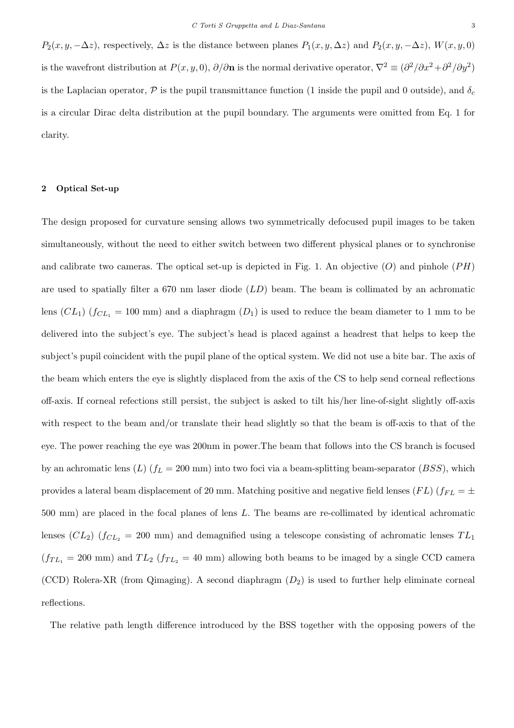$P_2(x, y, -\Delta z)$, respectively, $\Delta z$ is the distance between planes $P_1(x, y, \Delta z)$ and $P_2(x, y, -\Delta z)$, $W(x, y, 0)$ is the wavefront distribution at $P(x, y, 0)$, $\partial/\partial \mathbf{n}$ is the normal derivative operator, $\nabla^2 \equiv (\partial^2/\partial x^2 + \partial^2/\partial y^2)$ is the Laplacian operator, $\mathcal{P}$ is the pupil transmittance function (1 inside the pupil and 0 outside), and $\delta_c$ is a circular Dirac delta distribution at the pupil boundary. The arguments were omitted from Eq. 1 for clarity.

## 2 Optical Set-up

The design proposed for curvature sensing allows two symmetrically defocused pupil images to be taken simultaneously, without the need to either switch between two different physical planes or to synchronise and calibrate two cameras. The optical set-up is depicted in Fig. 1. An objective ($O$) and pinhole ($PH$) are used to spatially filter a 670 nm laser diode ($LD$) beam. The beam is collimated by an achromatic lens ($CL_1$) ($f_{CL_1} = 100$ mm) and a diaphragm ($D_1$) is used to reduce the beam diameter to 1 mm to be delivered into the subject's eye. The subject's head is placed against a headrest that helps to keep the subject's pupil coincident with the pupil plane of the optical system. We did not use a bite bar. The axis of the beam which enters the eye is slightly displaced from the axis of the CS to help send corneal reflections off-axis. If corneal refections still persist, the subject is asked to tilt his/her line-of-sight slightly off-axis with respect to the beam and/or translate their head slightly so that the beam is off-axis to that of the eye. The power reaching the eye was 200nm in power.The beam that follows into the CS branch is focused by an achromatic lens ($L$) ($f_L = 200$ mm) into two foci via a beam-splitting beam-separator ($BSS$), which provides a lateral beam displacement of 20 mm. Matching positive and negative field lenses ($FL$) ($f_{FL} = \pm$ 500 mm) are placed in the focal planes of lens $L$. The beams are re-collimated by identical achromatic lenses ($CL_2$) ($f_{CL_2} = 200$ mm) and demagnified using a telescope consisting of achromatic lenses $TL_1$ ($f_{TL_1} = 200$ mm) and $TL_2$ ($f_{TL_2} = 40$ mm) allowing both beams to be imaged by a single CCD camera (CCD) Rolera-XR (from Qimaging). A second diaphragm ($D_2$) is used to further help eliminate corneal reflections.

The relative path length difference introduced by the BSS together with the opposing powers of the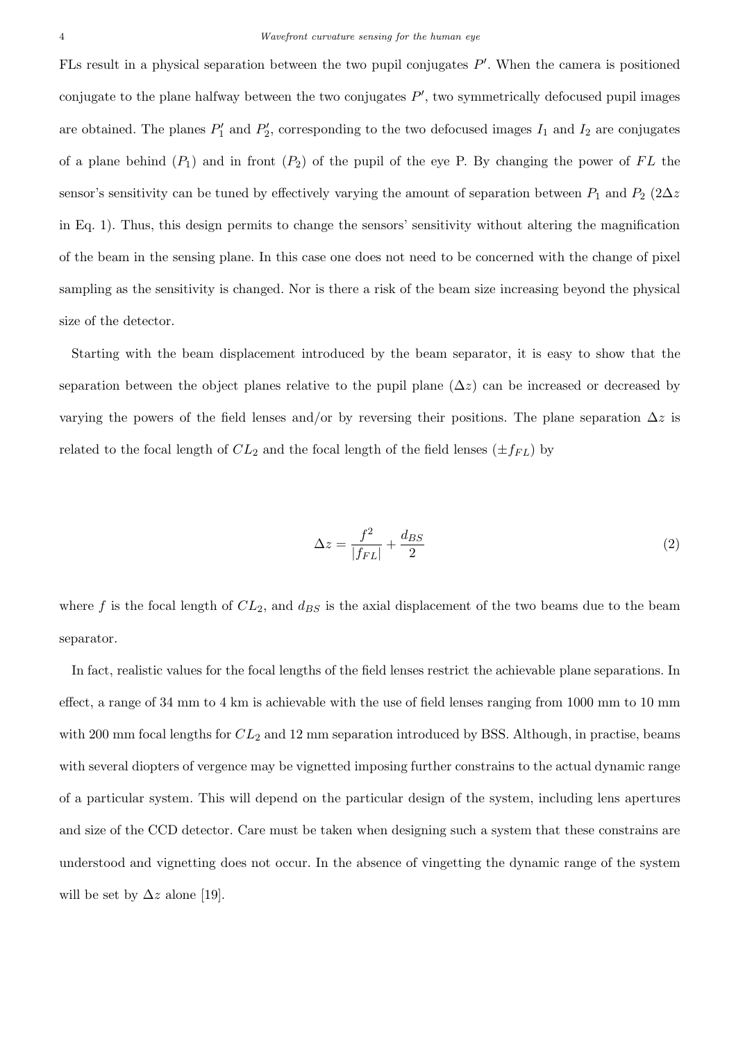FLs result in a physical separation between the two pupil conjugates $P'$. When the camera is positioned conjugate to the plane halfway between the two conjugates $P'$, two symmetrically defocused pupil images are obtained. The planes $P_1'$ and $P_2'$, corresponding to the two defocused images $I_1$ and $I_2$ are conjugates of a plane behind ($P_1$) and in front ($P_2$) of the pupil of the eye P. By changing the power of $FL$ the sensor's sensitivity can be tuned by effectively varying the amount of separation between $P_1$ and $P_2$ ($2\Delta z$ in Eq. 1). Thus, this design permits to change the sensors' sensitivity without altering the magnification of the beam in the sensing plane. In this case one does not need to be concerned with the change of pixel sampling as the sensitivity is changed. Nor is there a risk of the beam size increasing beyond the physical size of the detector.

Starting with the beam displacement introduced by the beam separator, it is easy to show that the separation between the object planes relative to the pupil plane ($\Delta z$) can be increased or decreased by varying the powers of the field lenses and/or by reversing their positions. The plane separation $\Delta z$ is related to the focal length of $CL_2$ and the focal length of the field lenses ($\pm f_{FL}$) by

$$\Delta z = \frac{f^2}{|f_{FL}|} + \frac{d_{BS}}{2} \tag{2}$$

where $f$ is the focal length of $CL_2$, and $d_{BS}$ is the axial displacement of the two beams due to the beam separator.

In fact, realistic values for the focal lengths of the field lenses restrict the achievable plane separations. In effect, a range of 34 mm to 4 km is achievable with the use of field lenses ranging from 1000 mm to 10 mm with 200 mm focal lengths for $CL_2$ and 12 mm separation introduced by BSS. Although, in practise, beams with several diopters of vergence may be vignetted imposing further constrains to the actual dynamic range of a particular system. This will depend on the particular design of the system, including lens apertures and size of the CCD detector. Care must be taken when designing such a system that these constrains are understood and vignetting does not occur. In the absence of vingetting the dynamic range of the system will be set by $\Delta z$ alone [19].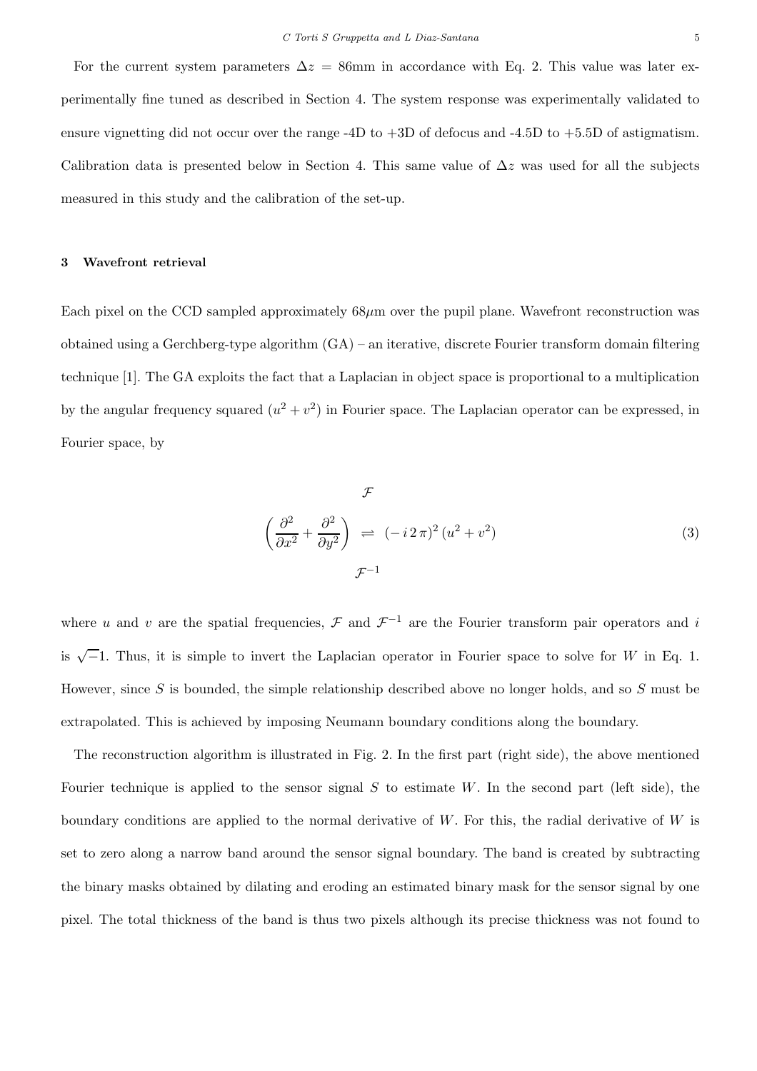For the current system parameters $\Delta z = 86$mm in accordance with Eq. 2. This value was later experimentally fine tuned as described in Section 4. The system response was experimentally validated to ensure vignetting did not occur over the range -4D to +3D of defocus and -4.5D to +5.5D of astigmatism. Calibration data is presented below in Section 4. This same value of $\Delta z$ was used for all the subjects measured in this study and the calibration of the set-up.

## 3 Wavefront retrieval

Each pixel on the CCD sampled approximately $68\mu$m over the pupil plane. Wavefront reconstruction was obtained using a Gerchberg-type algorithm (GA) – an iterative, discrete Fourier transform domain filtering technique [1]. The GA exploits the fact that a Laplacian in object space is proportional to a multiplication by the angular frequency squared $(u^2 + v^2)$ in Fourier space. The Laplacian operator can be expressed, in Fourier space, by

$$\left( \frac{\partial^2}{\partial x^2} + \frac{\partial^2}{\partial y^2} \right) \underset{\mathcal{F}^{-1}}{\overset{\mathcal{F}}{\rightleftharpoons}} (-\,i\,2\,\pi)^2\,(u^2 + v^2) \tag{3}$$

where $u$ and $v$ are the spatial frequencies, $\mathcal{F}$ and $\mathcal{F}^{-1}$ are the Fourier transform pair operators and $i$ is $\sqrt{-1}$. Thus, it is simple to invert the Laplacian operator in Fourier space to solve for $W$ in Eq. 1. However, since $S$ is bounded, the simple relationship described above no longer holds, and so $S$ must be extrapolated. This is achieved by imposing Neumann boundary conditions along the boundary.

The reconstruction algorithm is illustrated in Fig. 2. In the first part (right side), the above mentioned Fourier technique is applied to the sensor signal $S$ to estimate $W$. In the second part (left side), the boundary conditions are applied to the normal derivative of $W$. For this, the radial derivative of $W$ is set to zero along a narrow band around the sensor signal boundary. The band is created by subtracting the binary masks obtained by dilating and eroding an estimated binary mask for the sensor signal by one pixel. The total thickness of the band is thus two pixels although its precise thickness was not found to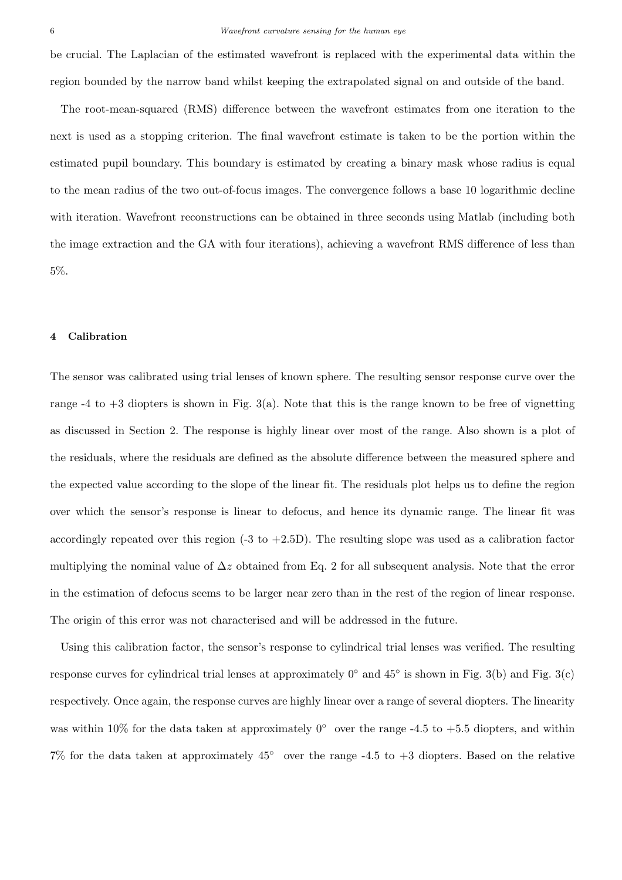be crucial. The Laplacian of the estimated wavefront is replaced with the experimental data within the region bounded by the narrow band whilst keeping the extrapolated signal on and outside of the band.

The root-mean-squared (RMS) difference between the wavefront estimates from one iteration to the next is used as a stopping criterion. The final wavefront estimate is taken to be the portion within the estimated pupil boundary. This boundary is estimated by creating a binary mask whose radius is equal to the mean radius of the two out-of-focus images. The convergence follows a base 10 logarithmic decline with iteration. Wavefront reconstructions can be obtained in three seconds using Matlab (including both the image extraction and the GA with four iterations), achieving a wavefront RMS difference of less than 5%.

## 4 Calibration

The sensor was calibrated using trial lenses of known sphere. The resulting sensor response curve over the range -4 to +3 diopters is shown in Fig. 3(a). Note that this is the range known to be free of vignetting as discussed in Section 2. The response is highly linear over most of the range. Also shown is a plot of the residuals, where the residuals are defined as the absolute difference between the measured sphere and the expected value according to the slope of the linear fit. The residuals plot helps us to define the region over which the sensor's response is linear to defocus, and hence its dynamic range. The linear fit was accordingly repeated over this region (-3 to +2.5D). The resulting slope was used as a calibration factor multiplying the nominal value of $\Delta z$ obtained from Eq. 2 for all subsequent analysis. Note that the error in the estimation of defocus seems to be larger near zero than in the rest of the region of linear response. The origin of this error was not characterised and will be addressed in the future.

Using this calibration factor, the sensor's response to cylindrical trial lenses was verified. The resulting response curves for cylindrical trial lenses at approximately $0^\circ$ and $45^\circ$ is shown in Fig. 3(b) and Fig. 3(c) respectively. Once again, the response curves are highly linear over a range of several diopters. The linearity was within 10% for the data taken at approximately $0^\circ$ over the range -4.5 to +5.5 diopters, and within 7% for the data taken at approximately $45^\circ$ over the range -4.5 to +3 diopters. Based on the relative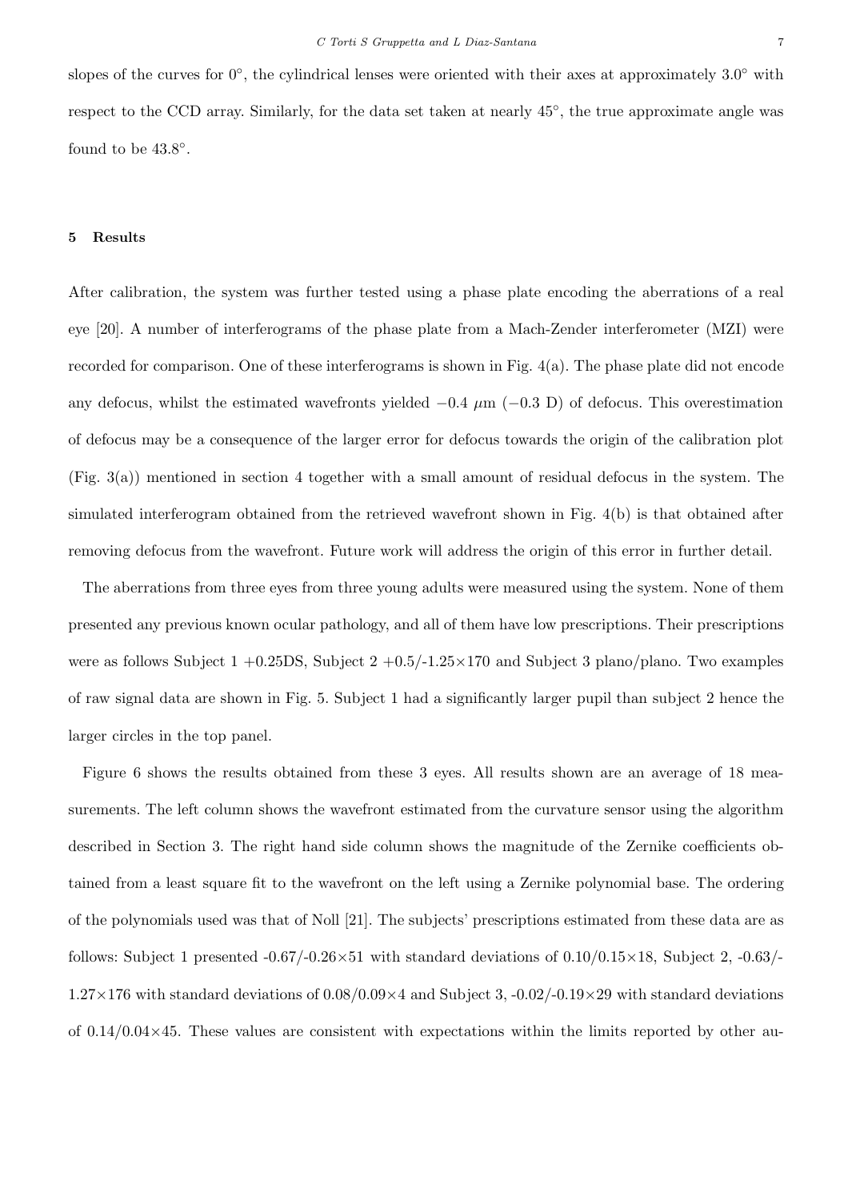slopes of the curves for 0°, the cylindrical lenses were oriented with their axes at approximately 3.0° with respect to the CCD array. Similarly, for the data set taken at nearly 45°, the true approximate angle was found to be 43.8°.

## 5 Results

After calibration, the system was further tested using a phase plate encoding the aberrations of a real eye [20]. A number of interferograms of the phase plate from a Mach-Zender interferometer (MZI) were recorded for comparison. One of these interferograms is shown in Fig. 4(a). The phase plate did not encode any defocus, whilst the estimated wavefronts yielded $-0.4$ $\mu$m ($-0.3$ D) of defocus. This overestimation of defocus may be a consequence of the larger error for defocus towards the origin of the calibration plot (Fig. 3(a)) mentioned in section 4 together with a small amount of residual defocus in the system. The simulated interferogram obtained from the retrieved wavefront shown in Fig. 4(b) is that obtained after removing defocus from the wavefront. Future work will address the origin of this error in further detail.

The aberrations from three eyes from three young adults were measured using the system. None of them presented any previous known ocular pathology, and all of them have low prescriptions. Their prescriptions were as follows Subject 1 +0.25DS, Subject 2 +0.5/-1.25×170 and Subject 3 plano/plano. Two examples of raw signal data are shown in Fig. 5. Subject 1 had a significantly larger pupil than subject 2 hence the larger circles in the top panel.

Figure 6 shows the results obtained from these 3 eyes. All results shown are an average of 18 measurements. The left column shows the wavefront estimated from the curvature sensor using the algorithm described in Section 3. The right hand side column shows the magnitude of the Zernike coefficients obtained from a least square fit to the wavefront on the left using a Zernike polynomial base. The ordering of the polynomials used was that of Noll [21]. The subjects' prescriptions estimated from these data are as follows: Subject 1 presented -0.67/-0.26×51 with standard deviations of 0.10/0.15×18, Subject 2, -0.63/-1.27×176 with standard deviations of 0.08/0.09×4 and Subject 3, -0.02/-0.19×29 with standard deviations of 0.14/0.04×45. These values are consistent with expectations within the limits reported by other au-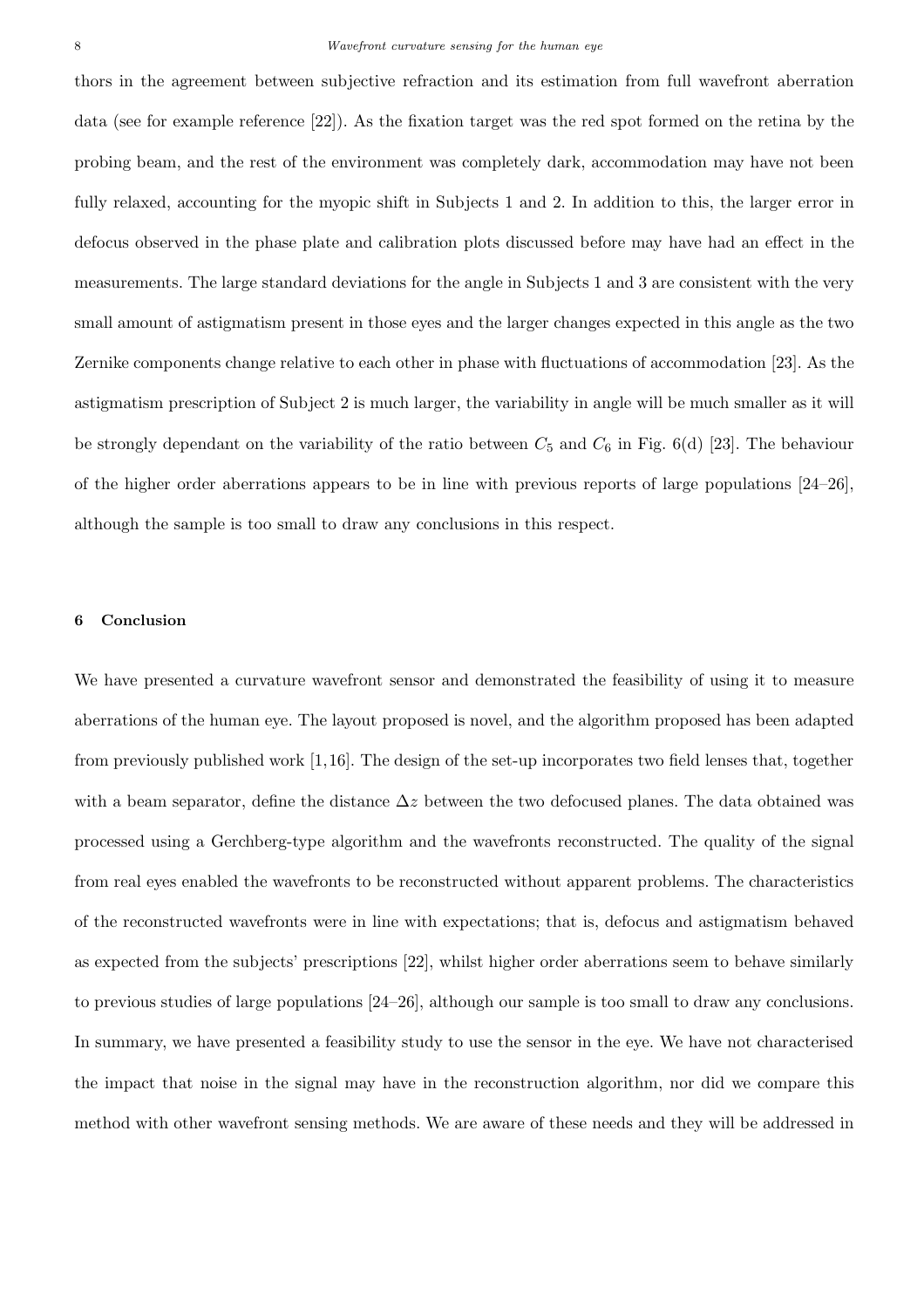thors in the agreement between subjective refraction and its estimation from full wavefront aberration data (see for example reference [22]). As the fixation target was the red spot formed on the retina by the probing beam, and the rest of the environment was completely dark, accommodation may have not been fully relaxed, accounting for the myopic shift in Subjects 1 and 2. In addition to this, the larger error in defocus observed in the phase plate and calibration plots discussed before may have had an effect in the measurements. The large standard deviations for the angle in Subjects 1 and 3 are consistent with the very small amount of astigmatism present in those eyes and the larger changes expected in this angle as the two Zernike components change relative to each other in phase with fluctuations of accommodation [23]. As the astigmatism prescription of Subject 2 is much larger, the variability in angle will be much smaller as it will be strongly dependant on the variability of the ratio between $C_5$ and $C_6$ in Fig. 6(d) [23]. The behaviour of the higher order aberrations appears to be in line with previous reports of large populations [24–26], although the sample is too small to draw any conclusions in this respect.

## 6 Conclusion

We have presented a curvature wavefront sensor and demonstrated the feasibility of using it to measure aberrations of the human eye. The layout proposed is novel, and the algorithm proposed has been adapted from previously published work [1,16]. The design of the set-up incorporates two field lenses that, together with a beam separator, define the distance $\Delta z$ between the two defocused planes. The data obtained was processed using a Gerchberg-type algorithm and the wavefronts reconstructed. The quality of the signal from real eyes enabled the wavefronts to be reconstructed without apparent problems. The characteristics of the reconstructed wavefronts were in line with expectations; that is, defocus and astigmatism behaved as expected from the subjects' prescriptions [22], whilst higher order aberrations seem to behave similarly to previous studies of large populations [24–26], although our sample is too small to draw any conclusions. In summary, we have presented a feasibility study to use the sensor in the eye. We have not characterised the impact that noise in the signal may have in the reconstruction algorithm, nor did we compare this method with other wavefront sensing methods. We are aware of these needs and they will be addressed in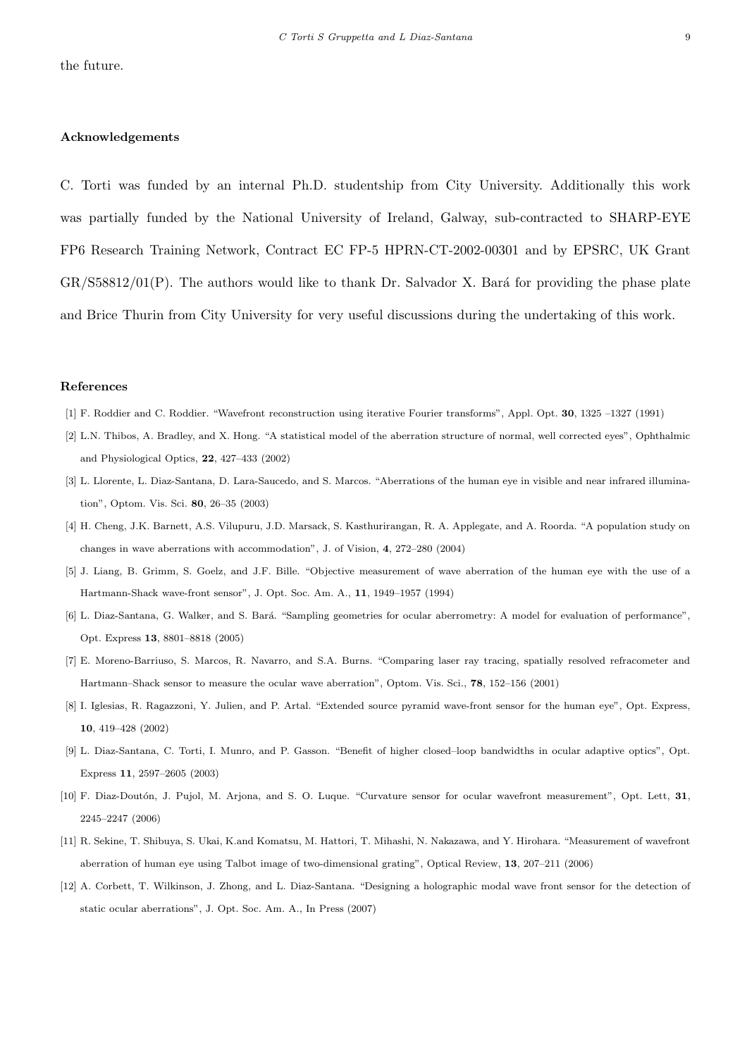the future.

## Acknowledgements

C. Torti was funded by an internal Ph.D. studentship from City University. Additionally this work was partially funded by the National University of Ireland, Galway, sub-contracted to SHARP-EYE FP6 Research Training Network, Contract EC FP-5 HPRN-CT-2002-00301 and by EPSRC, UK Grant GR/S58812/01(P). The authors would like to thank Dr. Salvador X. Bará for providing the phase plate and Brice Thurin from City University for very useful discussions during the undertaking of this work.

## References

[1] F. Roddier and C. Roddier. "Wavefront reconstruction using iterative Fourier transforms", Appl. Opt. **30**, 1325 –1327 (1991)

[2] L.N. Thibos, A. Bradley, and X. Hong. "A statistical model of the aberration structure of normal, well corrected eyes", Ophthalmic and Physiological Optics, **22**, 427–433 (2002)

[3] L. Llorente, L. Diaz-Santana, D. Lara-Saucedo, and S. Marcos. "Aberrations of the human eye in visible and near infrared illumination", Optom. Vis. Sci. **80**, 26–35 (2003)

[4] H. Cheng, J.K. Barnett, A.S. Vilupuru, J.D. Marsack, S. Kasthurirangan, R. A. Applegate, and A. Roorda. "A population study on changes in wave aberrations with accommodation", J. of Vision, **4**, 272–280 (2004)

[5] J. Liang, B. Grimm, S. Goelz, and J.F. Bille. "Objective measurement of wave aberration of the human eye with the use of a Hartmann-Shack wave-front sensor", J. Opt. Soc. Am. A., **11**, 1949–1957 (1994)

[6] L. Diaz-Santana, G. Walker, and S. Bará. "Sampling geometries for ocular aberrometry: A model for evaluation of performance", Opt. Express **13**, 8801–8818 (2005)

[7] E. Moreno-Barriuso, S. Marcos, R. Navarro, and S.A. Burns. "Comparing laser ray tracing, spatially resolved refracometer and Hartmann–Shack sensor to measure the ocular wave aberration", Optom. Vis. Sci., **78**, 152–156 (2001)

[8] I. Iglesias, R. Ragazzoni, Y. Julien, and P. Artal. "Extended source pyramid wave-front sensor for the human eye", Opt. Express, **10**, 419–428 (2002)

[9] L. Diaz-Santana, C. Torti, I. Munro, and P. Gasson. "Benefit of higher closed–loop bandwidths in ocular adaptive optics", Opt. Express **11**, 2597–2605 (2003)

[10] F. Diaz-Doutón, J. Pujol, M. Arjona, and S. O. Luque. "Curvature sensor for ocular wavefront measurement", Opt. Lett, **31**, 2245–2247 (2006)

[11] R. Sekine, T. Shibuya, S. Ukai, K.and Komatsu, M. Hattori, T. Mihashi, N. Nakazawa, and Y. Hirohara. "Measurement of wavefront aberration of human eye using Talbot image of two-dimensional grating", Optical Review, **13**, 207–211 (2006)

[12] A. Corbett, T. Wilkinson, J. Zhong, and L. Diaz-Santana. "Designing a holographic modal wave front sensor for the detection of static ocular aberrations", J. Opt. Soc. Am. A., In Press (2007)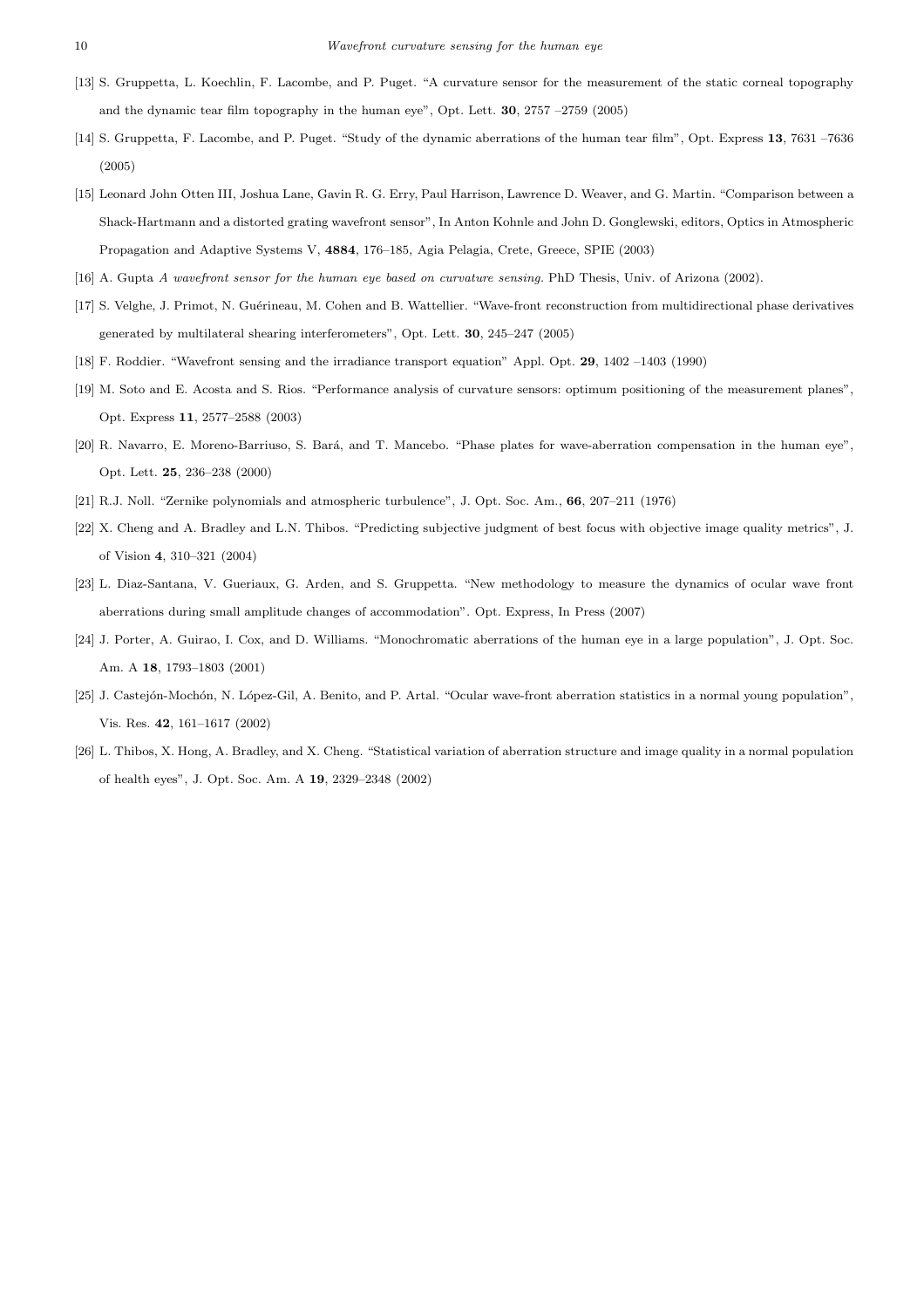[13] S. Gruppetta, L. Koechlin, F. Lacombe, and P. Puget. “A curvature sensor for the measurement of the static corneal topography and the dynamic tear film topography in the human eye”, Opt. Lett. **30**, 2757 –2759 (2005)

[14] S. Gruppetta, F. Lacombe, and P. Puget. “Study of the dynamic aberrations of the human tear film”, Opt. Express **13**, 7631 –7636 (2005)

[15] Leonard John Otten III, Joshua Lane, Gavin R. G. Erry, Paul Harrison, Lawrence D. Weaver, and G. Martin. “Comparison between a Shack-Hartmann and a distorted grating wavefront sensor”, In Anton Kohnle and John D. Gonglewski, editors, Optics in Atmospheric Propagation and Adaptive Systems V, **4884**, 176–185, Agia Pelagia, Crete, Greece, SPIE (2003)

[16] A. Gupta *A wavefront sensor for the human eye based on curvature sensing.* PhD Thesis, Univ. of Arizona (2002).

[17] S. Velghe, J. Primot, N. Guérineau, M. Cohen and B. Wattellier. “Wave-front reconstruction from multidirectional phase derivatives generated by multilateral shearing interferometers”, Opt. Lett. **30**, 245–247 (2005)

[18] F. Roddier. “Wavefront sensing and the irradiance transport equation” Appl. Opt. **29**, 1402 –1403 (1990)

[19] M. Soto and E. Acosta and S. Rios. “Performance analysis of curvature sensors: optimum positioning of the measurement planes”, Opt. Express **11**, 2577–2588 (2003)

[20] R. Navarro, E. Moreno-Barriuso, S. Bará, and T. Mancebo. “Phase plates for wave-aberration compensation in the human eye”, Opt. Lett. **25**, 236–238 (2000)

[21] R.J. Noll. “Zernike polynomials and atmospheric turbulence”, J. Opt. Soc. Am., **66**, 207–211 (1976)

[22] X. Cheng and A. Bradley and L.N. Thibos. “Predicting subjective judgment of best focus with objective image quality metrics”, J. of Vision **4**, 310–321 (2004)

[23] L. Diaz-Santana, V. Gueriaux, G. Arden, and S. Gruppetta. “New methodology to measure the dynamics of ocular wave front aberrations during small amplitude changes of accommodation”. Opt. Express, In Press (2007)

[24] J. Porter, A. Guirao, I. Cox, and D. Williams. “Monochromatic aberrations of the human eye in a large population”, J. Opt. Soc. Am. A **18**, 1793–1803 (2001)

[25] J. Castejón-Mochón, N. López-Gil, A. Benito, and P. Artal. “Ocular wave-front aberration statistics in a normal young population”, Vis. Res. **42**, 161–1617 (2002)

[26] L. Thibos, X. Hong, A. Bradley, and X. Cheng. “Statistical variation of aberration structure and image quality in a normal population of health eyes”, J. Opt. Soc. Am. A **19**, 2329–2348 (2002)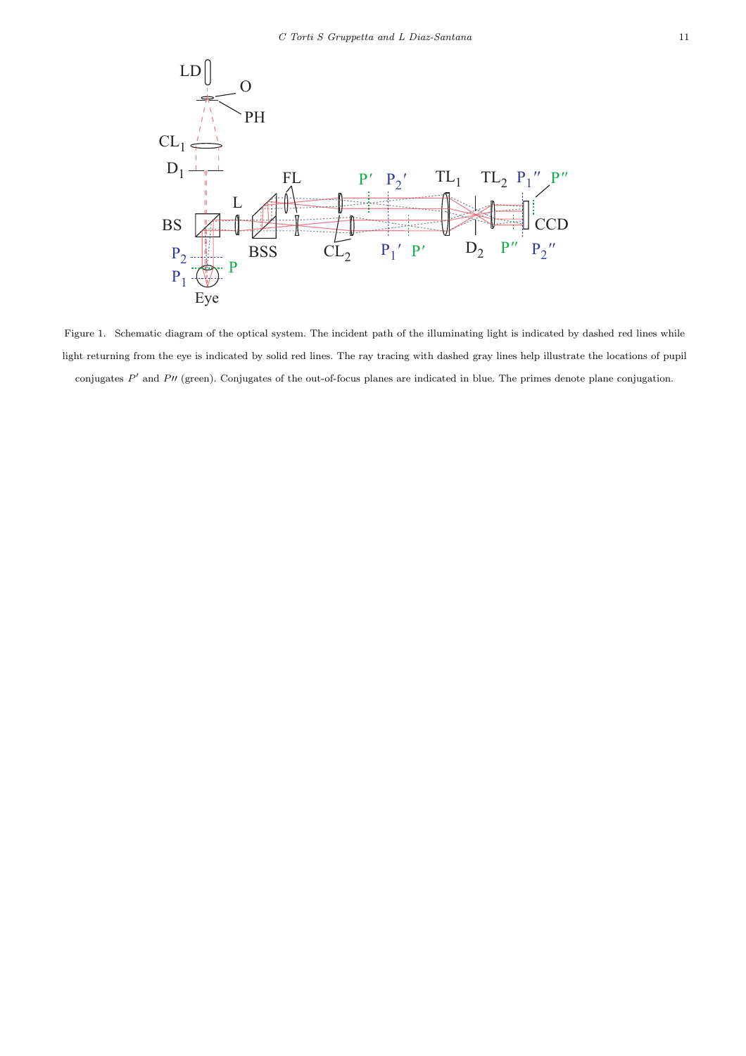Figure 1. Schematic diagram of the optical system. The incident path of the illuminating light is indicated by dashed red lines while light returning from the eye is indicated by solid red lines. The ray tracing with dashed gray lines help illustrate the locations of pupil conjugates $P'$ and $P''$ (green). Conjugates of the out-of-focus planes are indicated in blue. The primes denote plane conjugation.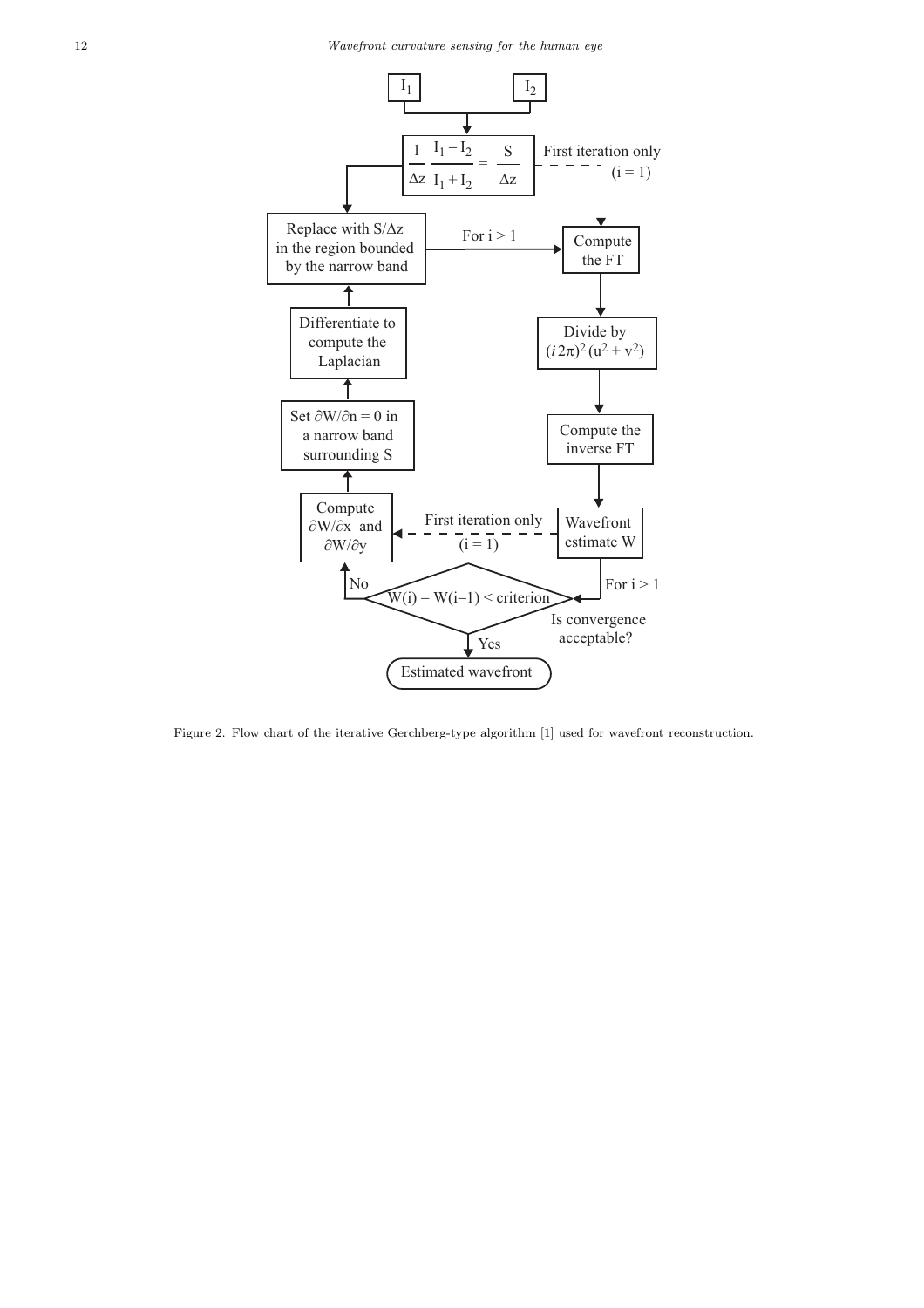Figure 2. Flow chart of the iterative Gerchberg-type algorithm [1] used for wavefront reconstruction.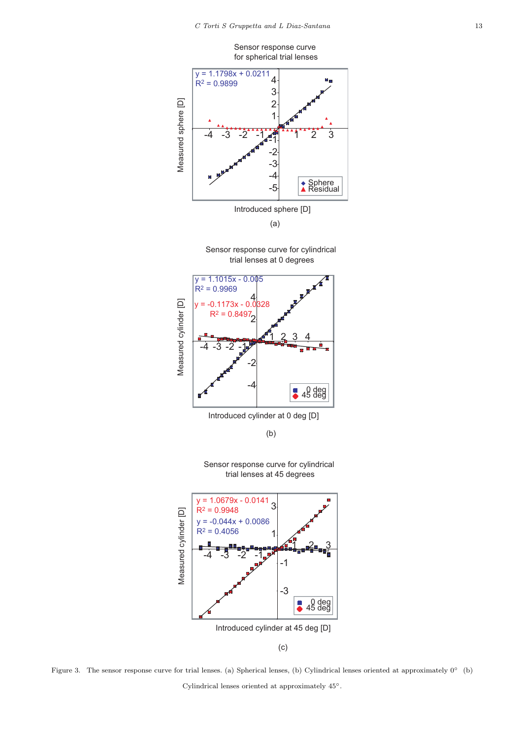Figure 3. The sensor response curve for trial lenses. (a) Spherical lenses, (b) Cylindrical lenses oriented at approximately 0° (b) Cylindrical lenses oriented at approximately 45°.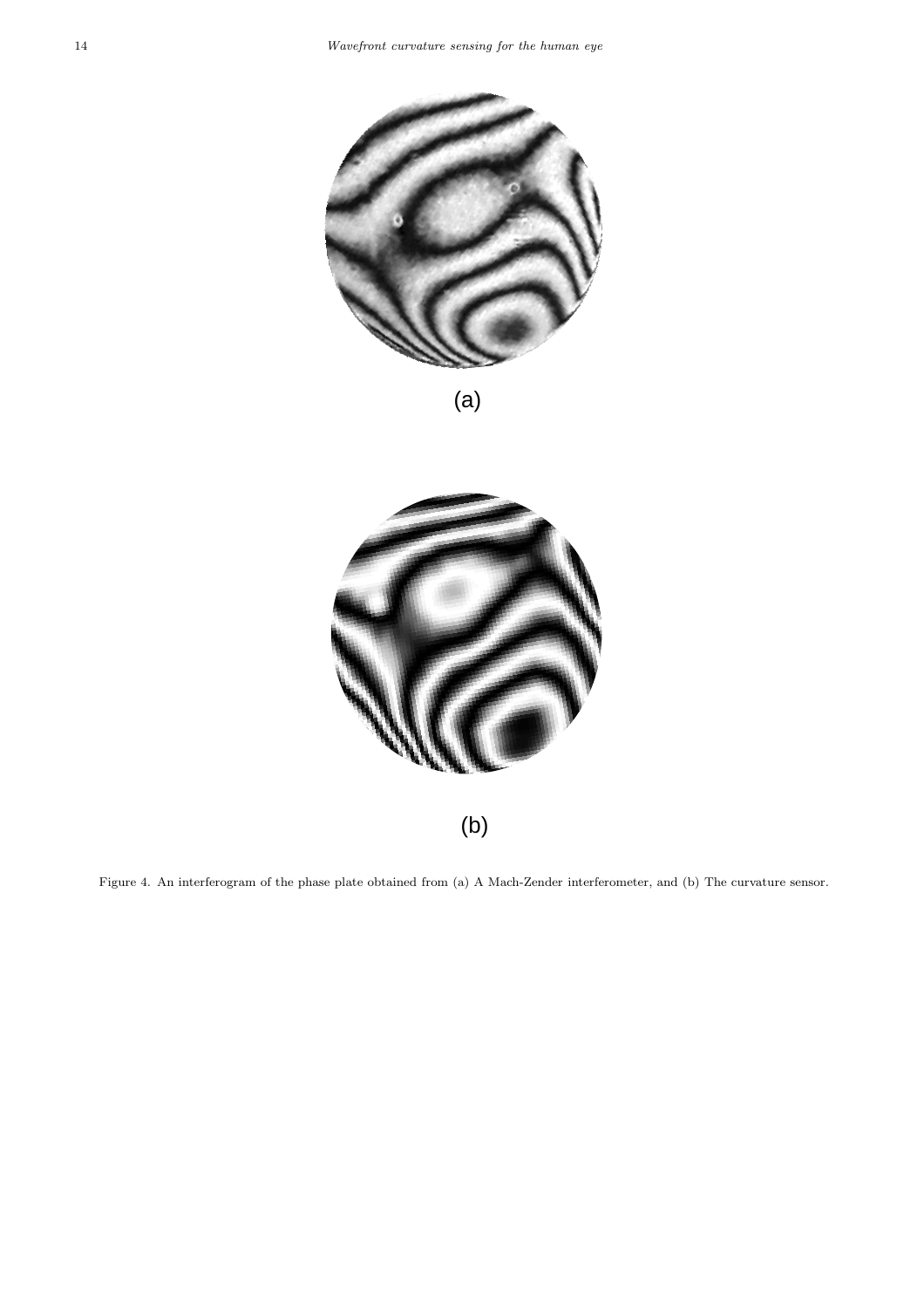(a)

(b)

Figure 4. An interferogram of the phase plate obtained from (a) A Mach-Zender interferometer, and (b) The curvature sensor.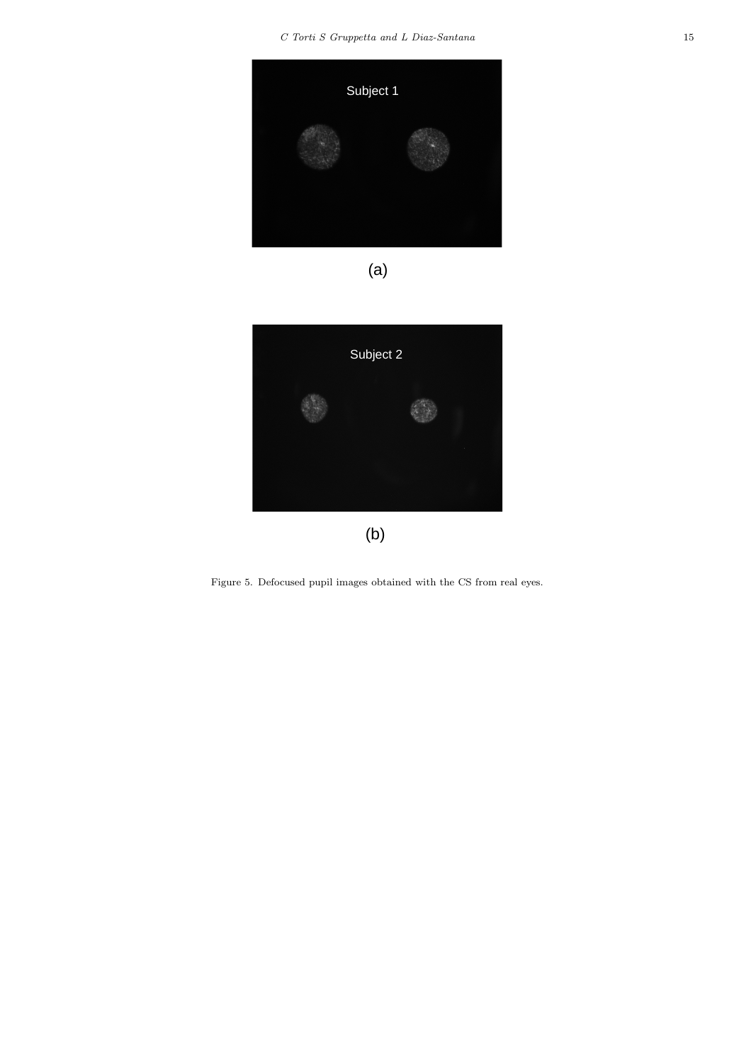Figure 5. Defocused pupil images obtained with the CS from real eyes.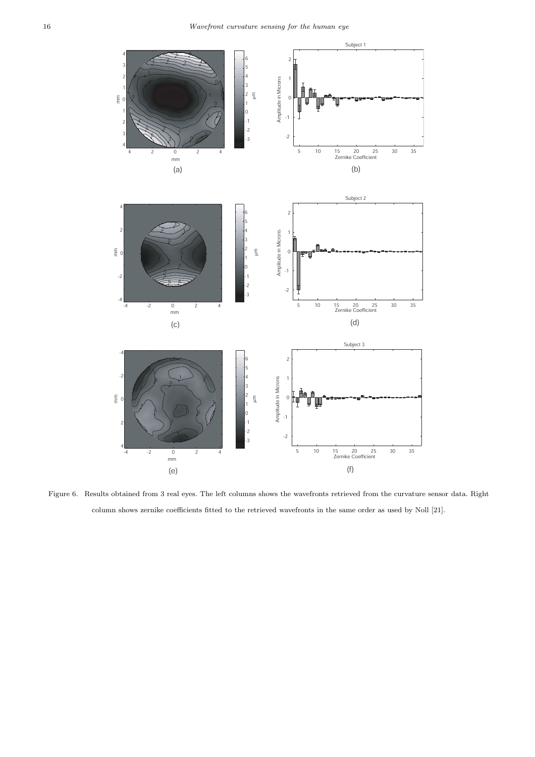Subject 1

Amplitude in Microns

Zernike Coefficient

mm

µm

(a)

(b)

Subject 2

(c)

(d)

Subject 3

(e)

(f)

Figure 6. Results obtained from 3 real eyes. The left columns shows the wavefronts retrieved from the curvature sensor data. Right column shows zernike coefficients fitted to the retrieved wavefronts in the same order as used by Noll [21].